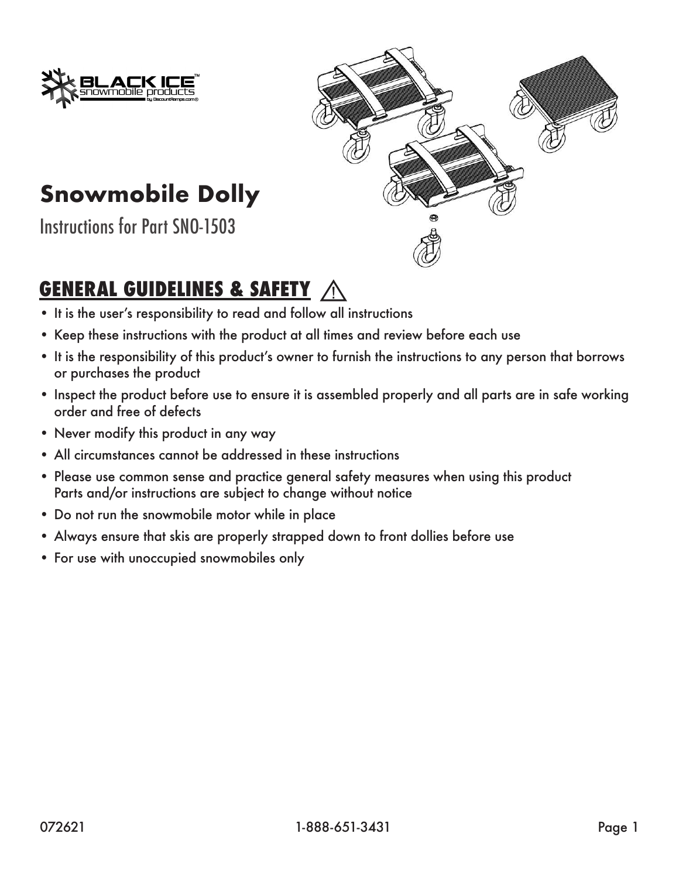# Snowmobile Dolly

Instructions for Part SNO-1503

## GENERAL GUIDELINES & SAFETY ⚠

- It is the user's responsibility to read and follow all instructions
- Keep these instructions with the product at all times and review before each use
- It is the responsibility of this product's owner to furnish the instructions to any person that borrows or purchases the product
- Inspect the product before use to ensure it is assembled properly and all parts are in safe working order and free of defects
- Never modify this product in any way
- All circumstances cannot be addressed in these instructions
- Please use common sense and practice general safety measures when using this product
  Parts and/or instructions are subject to change without notice
- Do not run the snowmobile motor while in place
- Always ensure that skis are properly strapped down to front dollies before use
- For use with unoccupied snowmobiles only

072621 1-888-651-3431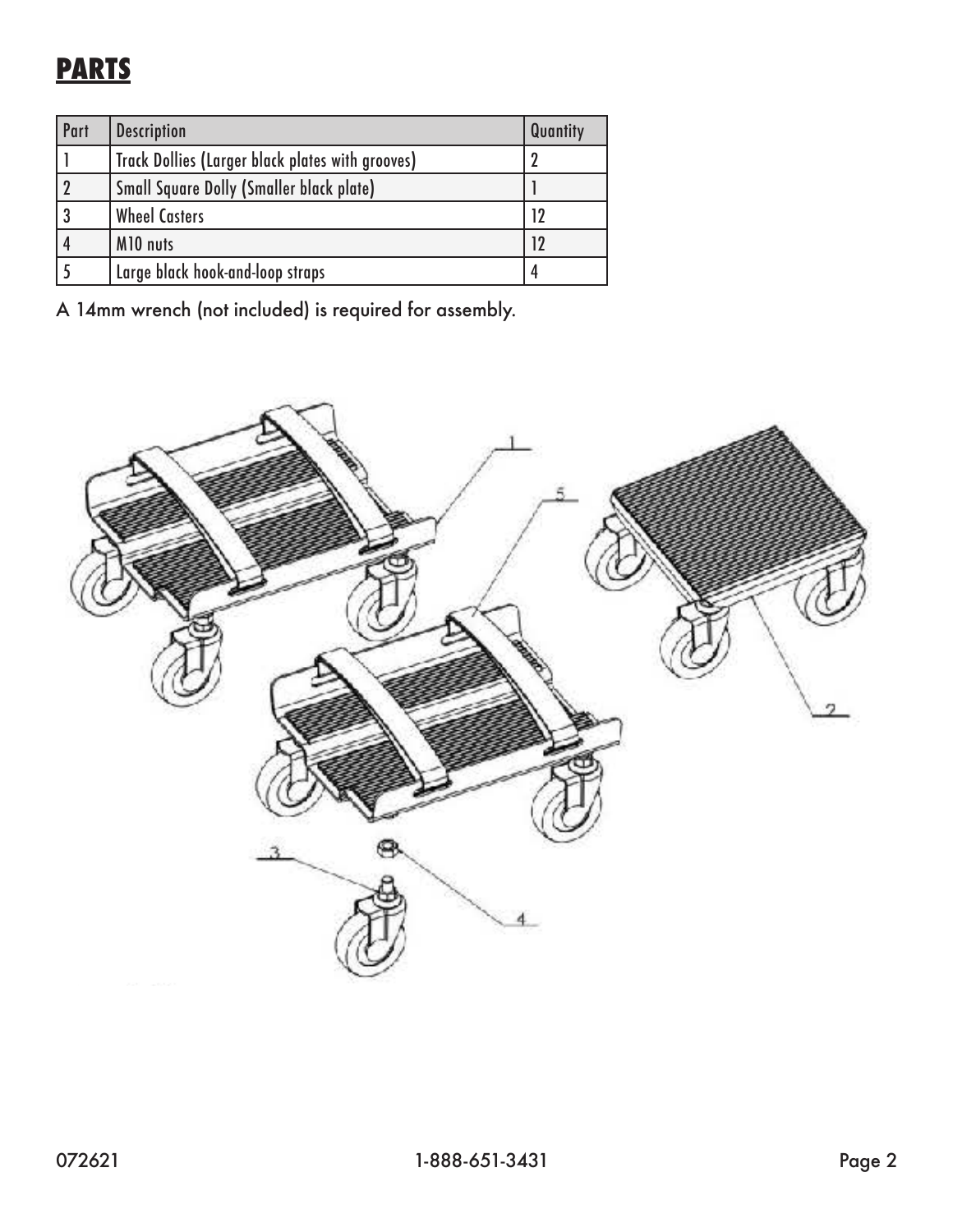## PARTS

| Part | Description | Quantity |
| --- | --- | --- |
| 1 | Track Dollies (Larger black plates with grooves) | 2 |
| 2 | Small Square Dolly (Smaller black plate) | 1 |
| 3 | Wheel Casters | 12 |
| 4 | M10 nuts | 12 |
| 5 | Large black hook-and-loop straps | 4 |

A 14mm wrench (not included) is required for assembly.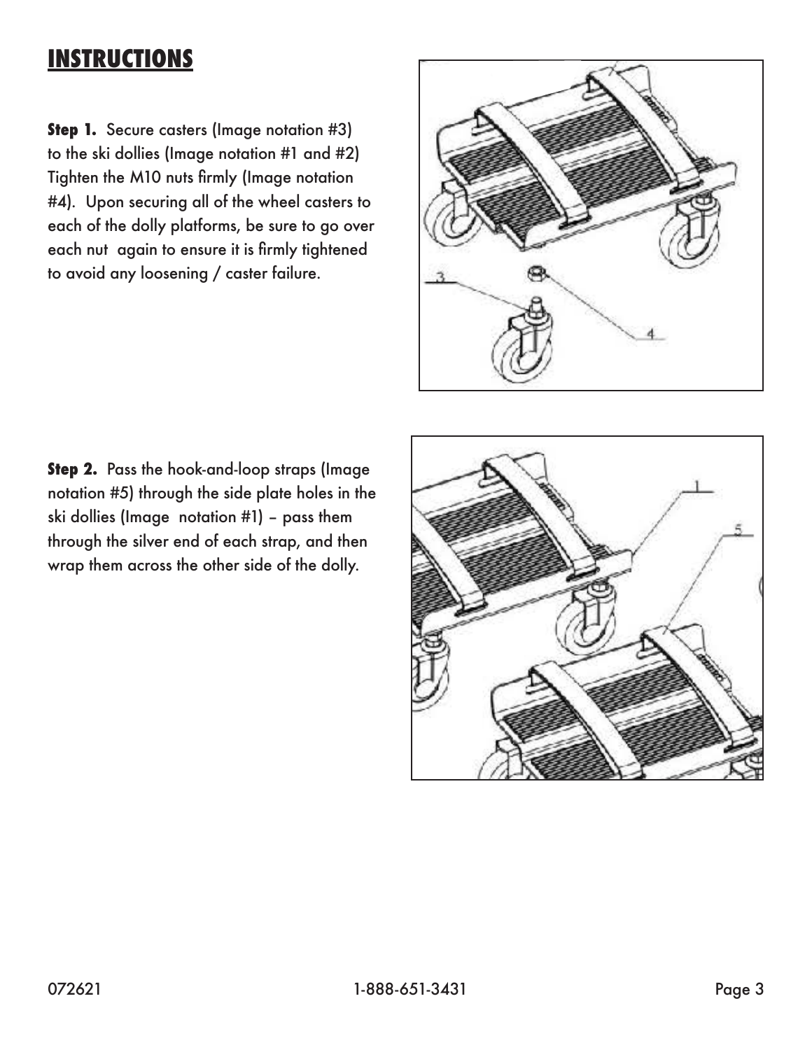# INSTRUCTIONS

**Step 1.** Secure casters (Image notation #3) to the ski dollies (Image notation #1 and #2) Tighten the M10 nuts firmly (Image notation #4). Upon securing all of the wheel casters to each of the dolly platforms, be sure to go over each nut again to ensure it is firmly tightened to avoid any loosening / caster failure.

**Step 2.** Pass the hook-and-loop straps (Image notation #5) through the side plate holes in the ski dollies (Image notation #1) – pass them through the silver end of each strap, and then wrap them across the other side of the dolly.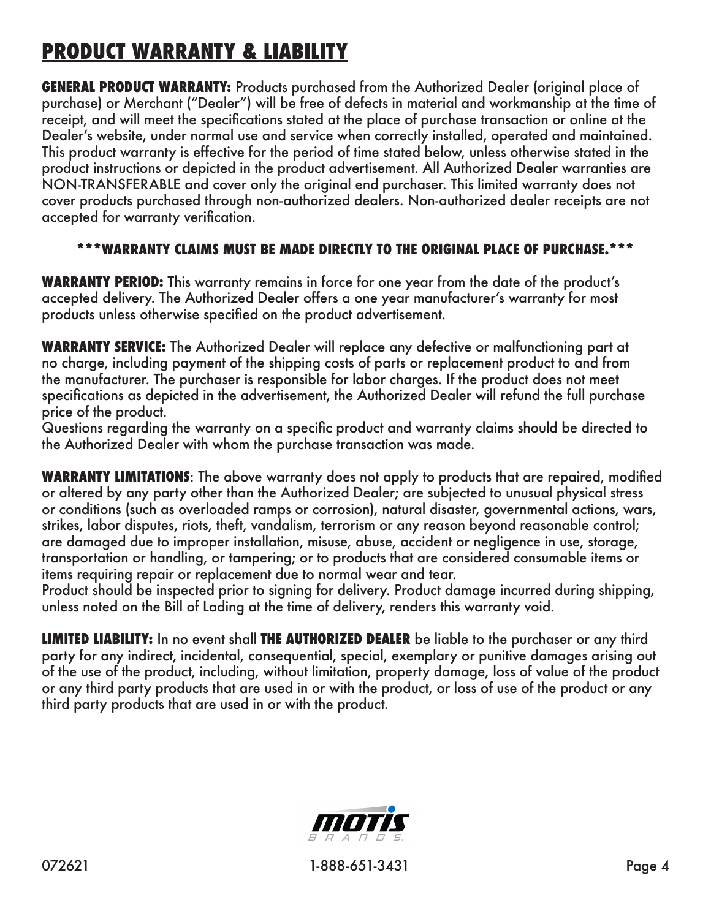# PRODUCT WARRANTY & LIABILITY

**GENERAL PRODUCT WARRANTY:** Products purchased from the Authorized Dealer (original place of purchase) or Merchant ("Dealer") will be free of defects in material and workmanship at the time of receipt, and will meet the specifications stated at the place of purchase transaction or online at the Dealer's website, under normal use and service when correctly installed, operated and maintained. This product warranty is effective for the period of time stated below, unless otherwise stated in the product instructions or depicted in the product advertisement. All Authorized Dealer warranties are NON-TRANSFERABLE and cover only the original end purchaser. This limited warranty does not cover products purchased through non-authorized dealers. Non-authorized dealer receipts are not accepted for warranty verification.

**\*\*\*WARRANTY CLAIMS MUST BE MADE DIRECTLY TO THE ORIGINAL PLACE OF PURCHASE.\*\*\***

**WARRANTY PERIOD:** This warranty remains in force for one year from the date of the product's accepted delivery. The Authorized Dealer offers a one year manufacturer's warranty for most products unless otherwise specified on the product advertisement.

**WARRANTY SERVICE:** The Authorized Dealer will replace any defective or malfunctioning part at no charge, including payment of the shipping costs of parts or replacement product to and from the manufacturer. The purchaser is responsible for labor charges. If the product does not meet specifications as depicted in the advertisement, the Authorized Dealer will refund the full purchase price of the product.
Questions regarding the warranty on a specific product and warranty claims should be directed to the Authorized Dealer with whom the purchase transaction was made.

**WARRANTY LIMITATIONS**: The above warranty does not apply to products that are repaired, modified or altered by any party other than the Authorized Dealer; are subjected to unusual physical stress or conditions (such as overloaded ramps or corrosion), natural disaster, governmental actions, wars, strikes, labor disputes, riots, theft, vandalism, terrorism or any reason beyond reasonable control; are damaged due to improper installation, misuse, abuse, accident or negligence in use, storage, transportation or handling, or tampering; or to products that are considered consumable items or items requiring repair or replacement due to normal wear and tear.
Product should be inspected prior to signing for delivery. Product damage incurred during shipping, unless noted on the Bill of Lading at the time of delivery, renders this warranty void.

**LIMITED LIABILITY:** In no event shall **THE AUTHORIZED DEALER** be liable to the purchaser or any third party for any indirect, incidental, consequential, special, exemplary or punitive damages arising out of the use of the product, including, without limitation, property damage, loss of value of the product or any third party products that are used in or with the product, or loss of use of the product or any third party products that are used in or with the product.

MOTIS BRANDS

072621 1-888-651-3431